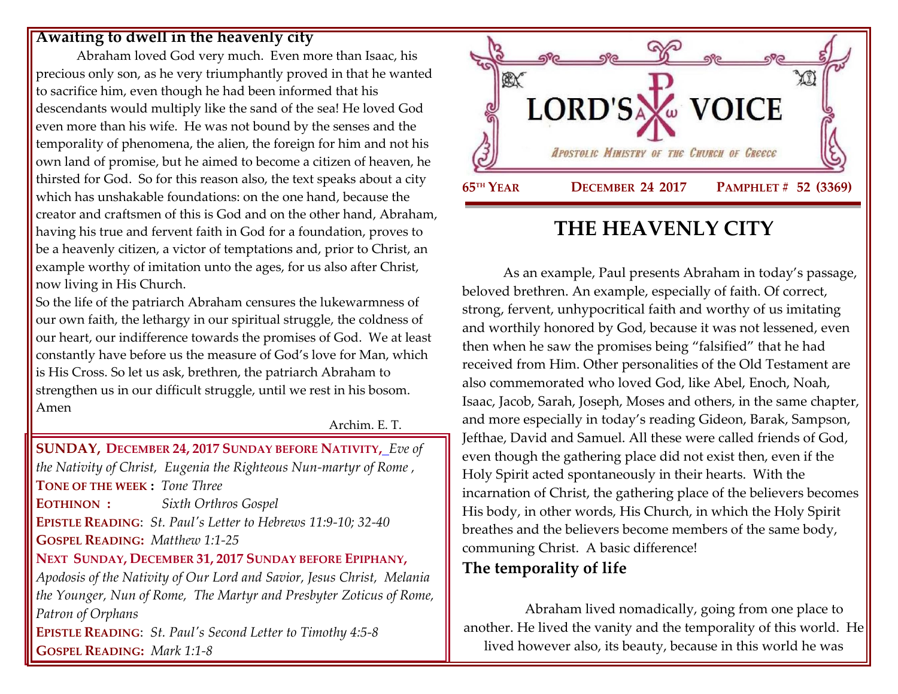# LORD'S VOICE

*Apostolic Ministry of the Church of Greece*

**65TH YEAR** | **DECEMBER 24 2017** | **PAMPHLET # 52 (3369)**

## THE HEAVENLY CITY

As an example, Paul presents Abraham in today's passage, beloved brethren. An example, especially of faith. Of correct, strong, fervent, unhypocritical faith and worthy of us imitating and worthily honored by God, because it was not lessened, even then when he saw the promises being "falsified" that he had received from Him. Other personalities of the Old Testament are also commemorated who loved God, like Abel, Enoch, Noah, Isaac, Jacob, Sarah, Joseph, Moses and others, in the same chapter, and more especially in today's reading Gideon, Barak, Sampson, Jefthae, David and Samuel. All these were called friends of God, even though the gathering place did not exist then, even if the Holy Spirit acted spontaneously in their hearts. With the incarnation of Christ, the gathering place of the believers becomes His body, in other words, His Church, in which the Holy Spirit breathes and the believers become members of the same body, communing Christ. A basic difference!

### The temporality of life

Abraham lived nomadically, going from one place to another. He lived the vanity and the temporality of this world. He lived however also, its beauty, because in this world he was

### Awaiting to dwell in the heavenly city

Abraham loved God very much. Even more than Isaac, his precious only son, as he very triumphantly proved in that he wanted to sacrifice him, even though he had been informed that his descendants would multiply like the sand of the sea! He loved God even more than his wife. He was not bound by the senses and the temporality of phenomena, the alien, the foreign for him and not his own land of promise, but he aimed to become a citizen of heaven, he thirsted for God. So for this reason also, the text speaks about a city which has unshakable foundations: on the one hand, because the creator and craftsmen of this is God and on the other hand, Abraham, having his true and fervent faith in God for a foundation, proves to be a heavenly citizen, a victor of temptations and, prior to Christ, an example worthy of imitation unto the ages, for us also after Christ, now living in His Church.

So the life of the patriarch Abraham censures the lukewarmness of our own faith, the lethargy in our spiritual struggle, the coldness of our heart, our indifference towards the promises of God. We at least constantly have before us the measure of God's love for Man, which is His Cross. So let us ask, brethren, the patriarch Abraham to strengthen us in our difficult struggle, until we rest in his bosom. Amen

Archim. E. T.

**SUNDAY, DECEMBER 24, 2017 SUNDAY BEFORE NATIVITY,** *Eve of the Nativity of Christ, Eugenia the Righteous Nun-martyr of Rome ,*
**TONE OF THE WEEK :** *Tone Three*
**EOTHINON :** *Sixth Orthros Gospel*
**EPISTLE READING**: *St. Paul's Letter to Hebrews 11:9-10; 32-40*
**GOSPEL READING:** *Matthew 1:1-25*
**NEXT SUNDAY, DECEMBER 31, 2017 SUNDAY BEFORE EPIPHANY,** *Apodosis of the Nativity of Our Lord and Savior, Jesus Christ, Melania the Younger, Nun of Rome, The Martyr and Presbyter Zoticus of Rome, Patron of Orphans*
**EPISTLE READING**: *St. Paul's Second Letter to Timothy 4:5-8*
**GOSPEL READING:** *Mark 1:1-8*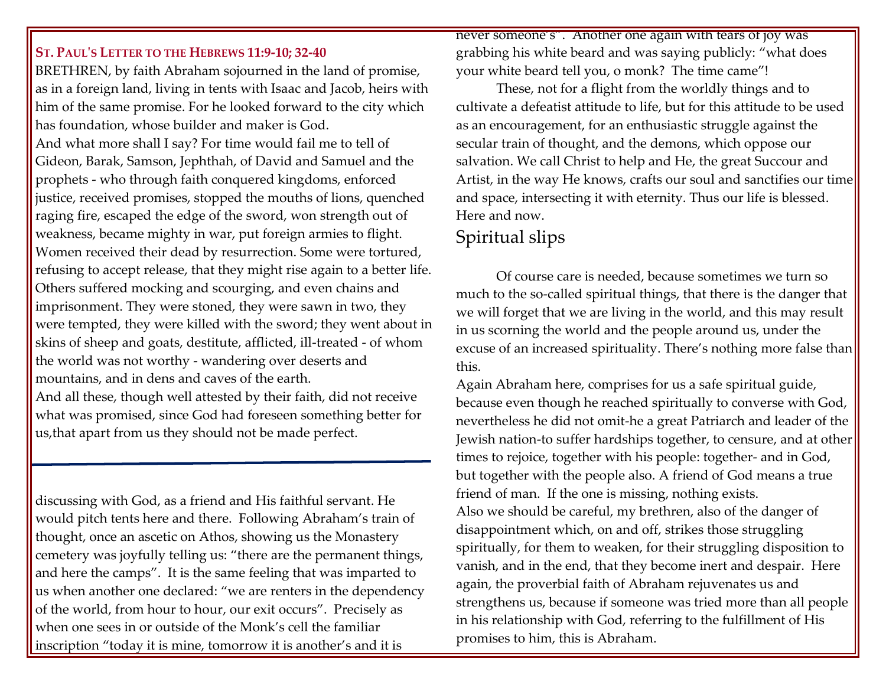### ST. PAUL'S LETTER TO THE HEBREWS 11:9-10; 32-40

BRETHREN, by faith Abraham sojourned in the land of promise, as in a foreign land, living in tents with Isaac and Jacob, heirs with him of the same promise. For he looked forward to the city which has foundation, whose builder and maker is God.

And what more shall I say? For time would fail me to tell of Gideon, Barak, Samson, Jephthah, of David and Samuel and the prophets - who through faith conquered kingdoms, enforced justice, received promises, stopped the mouths of lions, quenched raging fire, escaped the edge of the sword, won strength out of weakness, became mighty in war, put foreign armies to flight. Women received their dead by resurrection. Some were tortured, refusing to accept release, that they might rise again to a better life. Others suffered mocking and scourging, and even chains and imprisonment. They were stoned, they were sawn in two, they were tempted, they were killed with the sword; they went about in skins of sheep and goats, destitute, afflicted, ill-treated - of whom the world was not worthy - wandering over deserts and mountains, and in dens and caves of the earth.

And all these, though well attested by their faith, did not receive what was promised, since God had foreseen something better for us,that apart from us they should not be made perfect.

---

discussing with God, as a friend and His faithful servant. He would pitch tents here and there. Following Abraham's train of thought, once an ascetic on Athos, showing us the Monastery cemetery was joyfully telling us: "there are the permanent things, and here the camps". It is the same feeling that was imparted to us when another one declared: "we are renters in the dependency of the world, from hour to hour, our exit occurs". Precisely as when one sees in or outside of the Monk's cell the familiar inscription "today it is mine, tomorrow it is another's and it is never someone's". Another one again with tears of joy was grabbing his white beard and was saying publicly: "what does your white beard tell you, o monk? The time came"!

These, not for a flight from the worldly things and to cultivate a defeatist attitude to life, but for this attitude to be used as an encouragement, for an enthusiastic struggle against the secular train of thought, and the demons, which oppose our salvation. We call Christ to help and He, the great Succour and Artist, in the way He knows, crafts our soul and sanctifies our time and space, intersecting it with eternity. Thus our life is blessed. Here and now.

## Spiritual slips

Of course care is needed, because sometimes we turn so much to the so-called spiritual things, that there is the danger that we will forget that we are living in the world, and this may result in us scorning the world and the people around us, under the excuse of an increased spirituality. There's nothing more false than this.

Again Abraham here, comprises for us a safe spiritual guide, because even though he reached spiritually to converse with God, nevertheless he did not omit-he a great Patriarch and leader of the Jewish nation-to suffer hardships together, to censure, and at other times to rejoice, together with his people: together- and in God, but together with the people also. A friend of God means a true friend of man. If the one is missing, nothing exists.

Also we should be careful, my brethren, also of the danger of disappointment which, on and off, strikes those struggling spiritually, for them to weaken, for their struggling disposition to vanish, and in the end, that they become inert and despair. Here again, the proverbial faith of Abraham rejuvenates us and strengthens us, because if someone was tried more than all people in his relationship with God, referring to the fulfillment of His promises to him, this is Abraham.